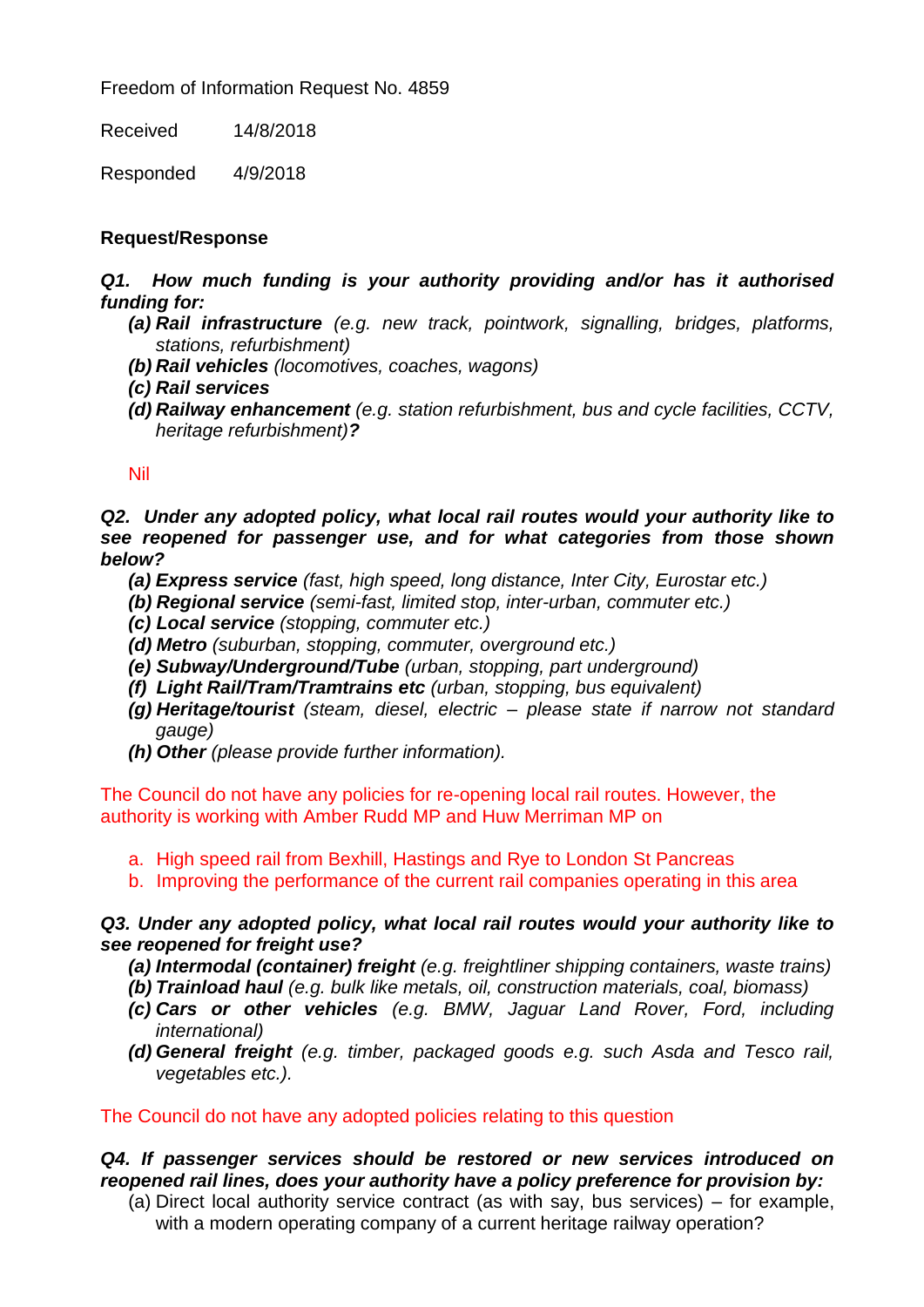Freedom of Information Request No. 4859

Received 14/8/2018

Responded 4/9/2018

**Request/Response**

***Q1. How much funding is your authority providing and/or has it authorised funding for:***

- ***(a) Rail infrastructure*** *(e.g. new track, pointwork, signalling, bridges, platforms, stations, refurbishment)*
- ***(b) Rail vehicles*** *(locomotives, coaches, wagons)*
- ***(c) Rail services***
- ***(d) Railway enhancement*** *(e.g. station refurbishment, bus and cycle facilities, CCTV, heritage refurbishment)**?***

Nil

***Q2. Under any adopted policy, what local rail routes would your authority like to see reopened for passenger use, and for what categories from those shown below?***

- ***(a) Express service*** *(fast, high speed, long distance, Inter City, Eurostar etc.)*
- ***(b) Regional service*** *(semi-fast, limited stop, inter-urban, commuter etc.)*
- ***(c) Local service*** *(stopping, commuter etc.)*
- ***(d) Metro*** *(suburban, stopping, commuter, overground etc.)*
- ***(e) Subway/Underground/Tube*** *(urban, stopping, part underground)*
- ***(f) Light Rail/Tram/Tramtrains etc*** *(urban, stopping, bus equivalent)*
- ***(g) Heritage/tourist*** *(steam, diesel, electric – please state if narrow not standard gauge)*
- ***(h) Other*** *(please provide further information).*

The Council do not have any policies for re-opening local rail routes. However, the authority is working with Amber Rudd MP and Huw Merriman MP on

a. High speed rail from Bexhill, Hastings and Rye to London St Pancreas
b. Improving the performance of the current rail companies operating in this area

***Q3. Under any adopted policy, what local rail routes would your authority like to see reopened for freight use?***

- ***(a) Intermodal (container) freight*** *(e.g. freightliner shipping containers, waste trains)*
- ***(b) Trainload haul*** *(e.g. bulk like metals, oil, construction materials, coal, biomass)*
- ***(c) Cars or other vehicles*** *(e.g. BMW, Jaguar Land Rover, Ford, including international)*
- ***(d) General freight*** *(e.g. timber, packaged goods e.g. such Asda and Tesco rail, vegetables etc.).*

The Council do not have any adopted policies relating to this question

***Q4. If passenger services should be restored or new services introduced on reopened rail lines, does your authority have a policy preference for provision by:***

(a) Direct local authority service contract (as with say, bus services) – for example, with a modern operating company of a current heritage railway operation?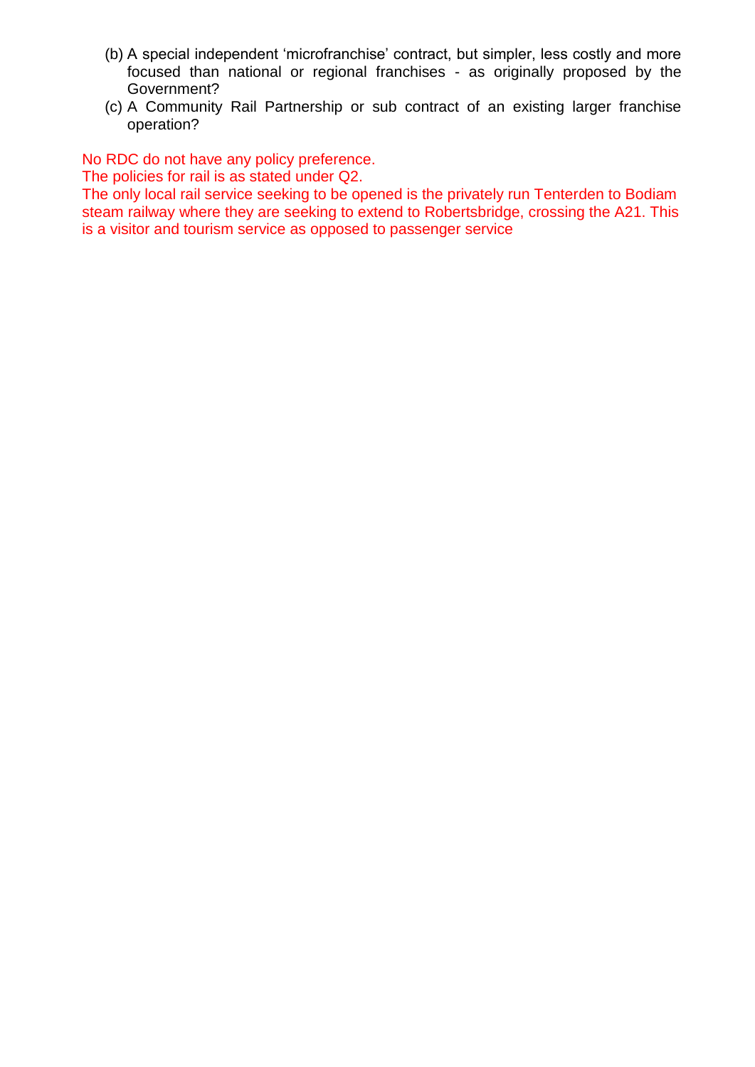(b) A special independent 'microfranchise' contract, but simpler, less costly and more focused than national or regional franchises - as originally proposed by the Government?

(c) A Community Rail Partnership or sub contract of an existing larger franchise operation?

No RDC do not have any policy preference.
The policies for rail is as stated under Q2.
The only local rail service seeking to be opened is the privately run Tenterden to Bodiam steam railway where they are seeking to extend to Robertsbridge, crossing the A21. This is a visitor and tourism service as opposed to passenger service